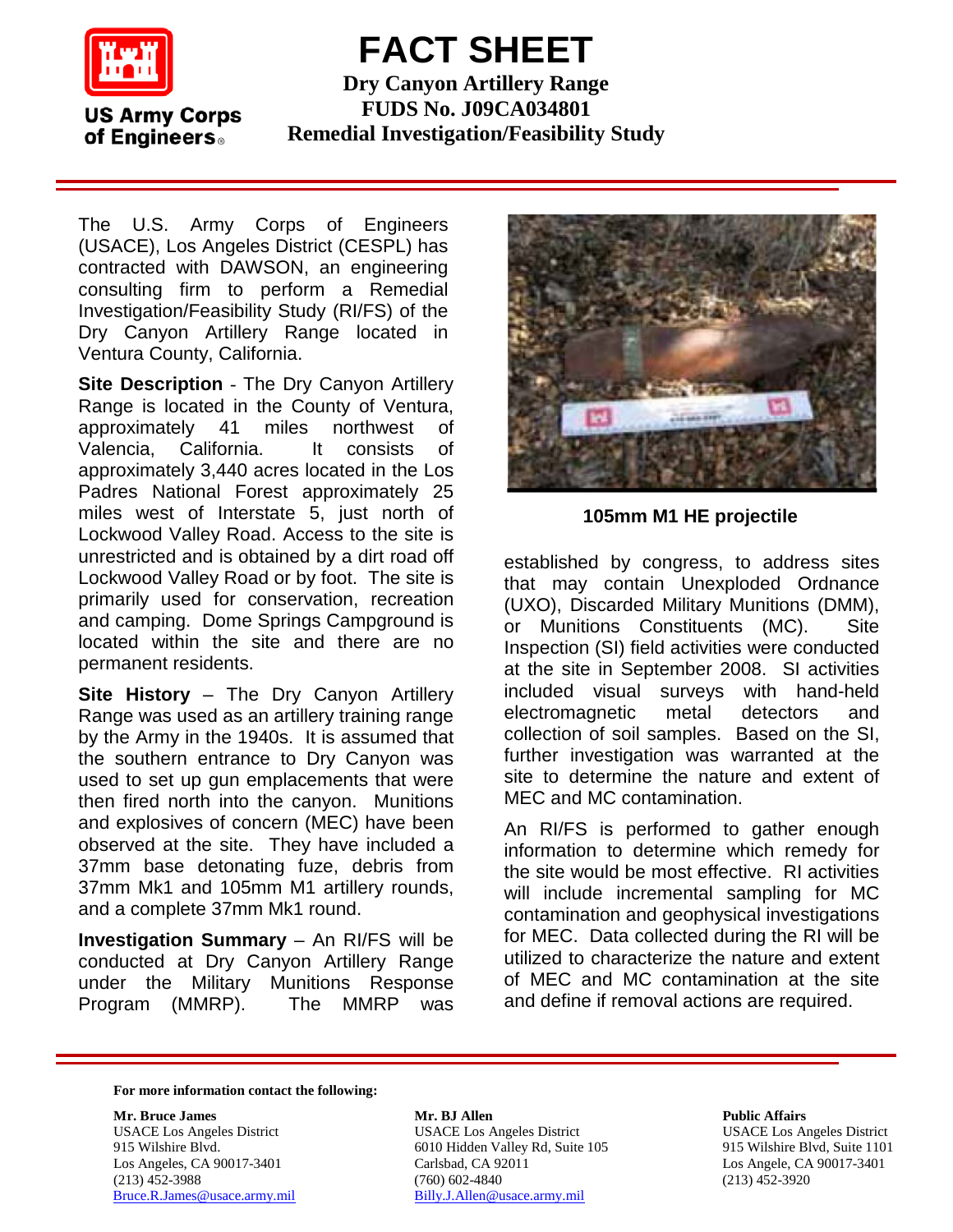# FACT SHEET

**Dry Canyon Artillery Range**
**FUDS No. J09CA034801**
**Remedial Investigation/Feasibility Study**

US Army Corps of Engineers

The U.S. Army Corps of Engineers (USACE), Los Angeles District (CESPL) has contracted with DAWSON, an engineering consulting firm to perform a Remedial Investigation/Feasibility Study (RI/FS) of the Dry Canyon Artillery Range located in Ventura County, California.

**Site Description** - The Dry Canyon Artillery Range is located in the County of Ventura, approximately 41 miles northwest of Valencia, California. It consists of approximately 3,440 acres located in the Los Padres National Forest approximately 25 miles west of Interstate 5, just north of Lockwood Valley Road. Access to the site is unrestricted and is obtained by a dirt road off Lockwood Valley Road or by foot. The site is primarily used for conservation, recreation and camping. Dome Springs Campground is located within the site and there are no permanent residents.

**Site History** – The Dry Canyon Artillery Range was used as an artillery training range by the Army in the 1940s. It is assumed that the southern entrance to Dry Canyon was used to set up gun emplacements that were then fired north into the canyon. Munitions and explosives of concern (MEC) have been observed at the site. They have included a 37mm base detonating fuze, debris from 37mm Mk1 and 105mm M1 artillery rounds, and a complete 37mm Mk1 round.

**Investigation Summary** – An RI/FS will be conducted at Dry Canyon Artillery Range under the Military Munitions Response Program (MMRP). The MMRP was established by congress, to address sites that may contain Unexploded Ordnance (UXO), Discarded Military Munitions (DMM), or Munitions Constituents (MC). Site Inspection (SI) field activities were conducted at the site in September 2008. SI activities included visual surveys with hand-held electromagnetic metal detectors and collection of soil samples. Based on the SI, further investigation was warranted at the site to determine the nature and extent of MEC and MC contamination.

**105mm M1 HE projectile**

An RI/FS is performed to gather enough information to determine which remedy for the site would be most effective. RI activities will include incremental sampling for MC contamination and geophysical investigations for MEC. Data collected during the RI will be utilized to characterize the nature and extent of MEC and MC contamination at the site and define if removal actions are required.

---

**For more information contact the following:**

**Mr. Bruce James**
USACE Los Angeles District
915 Wilshire Blvd.
Los Angeles, CA 90017-3401
(213) 452-3988
Bruce.R.James@usace.army.mil

**Mr. BJ Allen**
USACE Los Angeles District
6010 Hidden Valley Rd, Suite 105
Carlsbad, CA 92011
(760) 602-4840
Billy.J.Allen@usace.army.mil

**Public Affairs**
USACE Los Angeles District
915 Wilshire Blvd, Suite 1101
Los Angele, CA 90017-3401
(213) 452-3920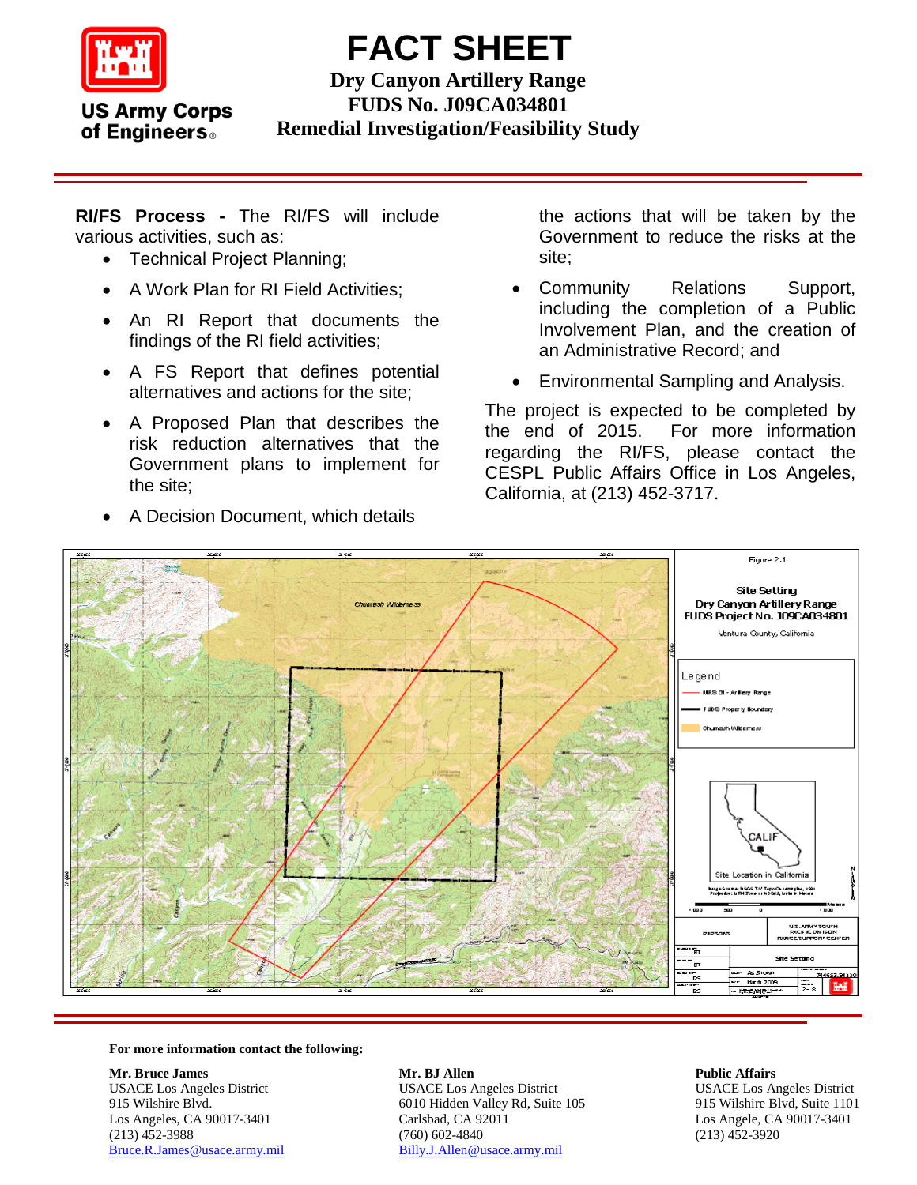# FACT SHEET

**Dry Canyon Artillery Range**
**FUDS No. J09CA034801**
**Remedial Investigation/Feasibility Study**

**RI/FS Process -** The RI/FS will include various activities, such as:

- Technical Project Planning;
- A Work Plan for RI Field Activities;
- An RI Report that documents the findings of the RI field activities;
- A FS Report that defines potential alternatives and actions for the site;
- A Proposed Plan that describes the risk reduction alternatives that the Government plans to implement for the site;
- A Decision Document, which details the actions that will be taken by the Government to reduce the risks at the site;
- Community Relations Support, including the completion of a Public Involvement Plan, and the creation of an Administrative Record; and
- Environmental Sampling and Analysis.

The project is expected to be completed by the end of 2015. For more information regarding the RI/FS, please contact the CESPL Public Affairs Office in Los Angeles, California, at (213) 452-3717.

Figure 2.1

Site Setting
Dry Canyon Artillery Range
FUDS Project No. J09CA034801
Ventura County, California

Legend
MRS 01 - Artillery Range
FUDS Property Boundary
Chumash Wilderness

Chumash Wilderness

CALIF
Site Location in California

PARSONS
U.S. ARMY SOUTH PACIFIC DIVISION RANGE SUPPORT CENTER
Site Setting
As Shown
March 2009
2-8

**For more information contact the following:**

**Mr. Bruce James**
USACE Los Angeles District
915 Wilshire Blvd.
Los Angeles, CA 90017-3401
(213) 452-3988
Bruce.R.James@usace.army.mil

**Mr. BJ Allen**
USACE Los Angeles District
6010 Hidden Valley Rd, Suite 105
Carlsbad, CA 92011
(760) 602-4840
Billy.J.Allen@usace.army.mil

**Public Affairs**
USACE Los Angeles District
915 Wilshire Blvd, Suite 1101
Los Angele, CA 90017-3401
(213) 452-3920